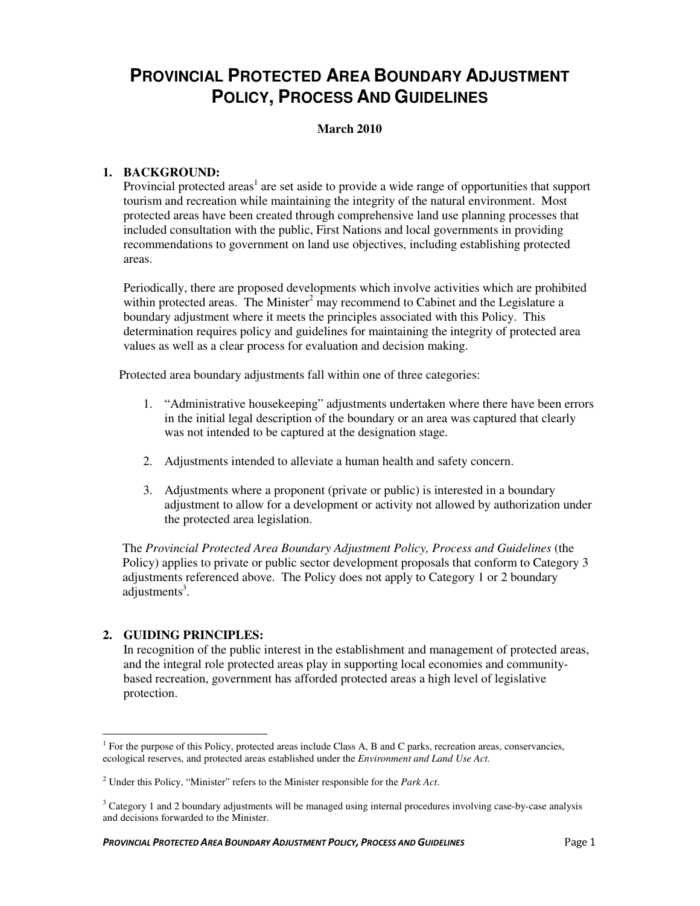# PROVINCIAL PROTECTED AREA BOUNDARY ADJUSTMENT POLICY, PROCESS AND GUIDELINES

**March 2010**

## 1. BACKGROUND:

Provincial protected areas[1] are set aside to provide a wide range of opportunities that support tourism and recreation while maintaining the integrity of the natural environment. Most protected areas have been created through comprehensive land use planning processes that included consultation with the public, First Nations and local governments in providing recommendations to government on land use objectives, including establishing protected areas.

Periodically, there are proposed developments which involve activities which are prohibited within protected areas. The Minister[2] may recommend to Cabinet and the Legislature a boundary adjustment where it meets the principles associated with this Policy. This determination requires policy and guidelines for maintaining the integrity of protected area values as well as a clear process for evaluation and decision making.

Protected area boundary adjustments fall within one of three categories:

1. "Administrative housekeeping" adjustments undertaken where there have been errors in the initial legal description of the boundary or an area was captured that clearly was not intended to be captured at the designation stage.
2. Adjustments intended to alleviate a human health and safety concern.
3. Adjustments where a proponent (private or public) is interested in a boundary adjustment to allow for a development or activity not allowed by authorization under the protected area legislation.

The *Provincial Protected Area Boundary Adjustment Policy, Process and Guidelines* (the Policy) applies to private or public sector development proposals that conform to Category 3 adjustments referenced above. The Policy does not apply to Category 1 or 2 boundary adjustments[3].

## 2. GUIDING PRINCIPLES:

In recognition of the public interest in the establishment and management of protected areas, and the integral role protected areas play in supporting local economies and community-based recreation, government has afforded protected areas a high level of legislative protection.

---

[1] For the purpose of this Policy, protected areas include Class A, B and C parks, recreation areas, conservancies, ecological reserves, and protected areas established under the *Environment and Land Use Act.*

[2] Under this Policy, "Minister" refers to the Minister responsible for the *Park Act*.

[3] Category 1 and 2 boundary adjustments will be managed using internal procedures involving case-by-case analysis and decisions forwarded to the Minister.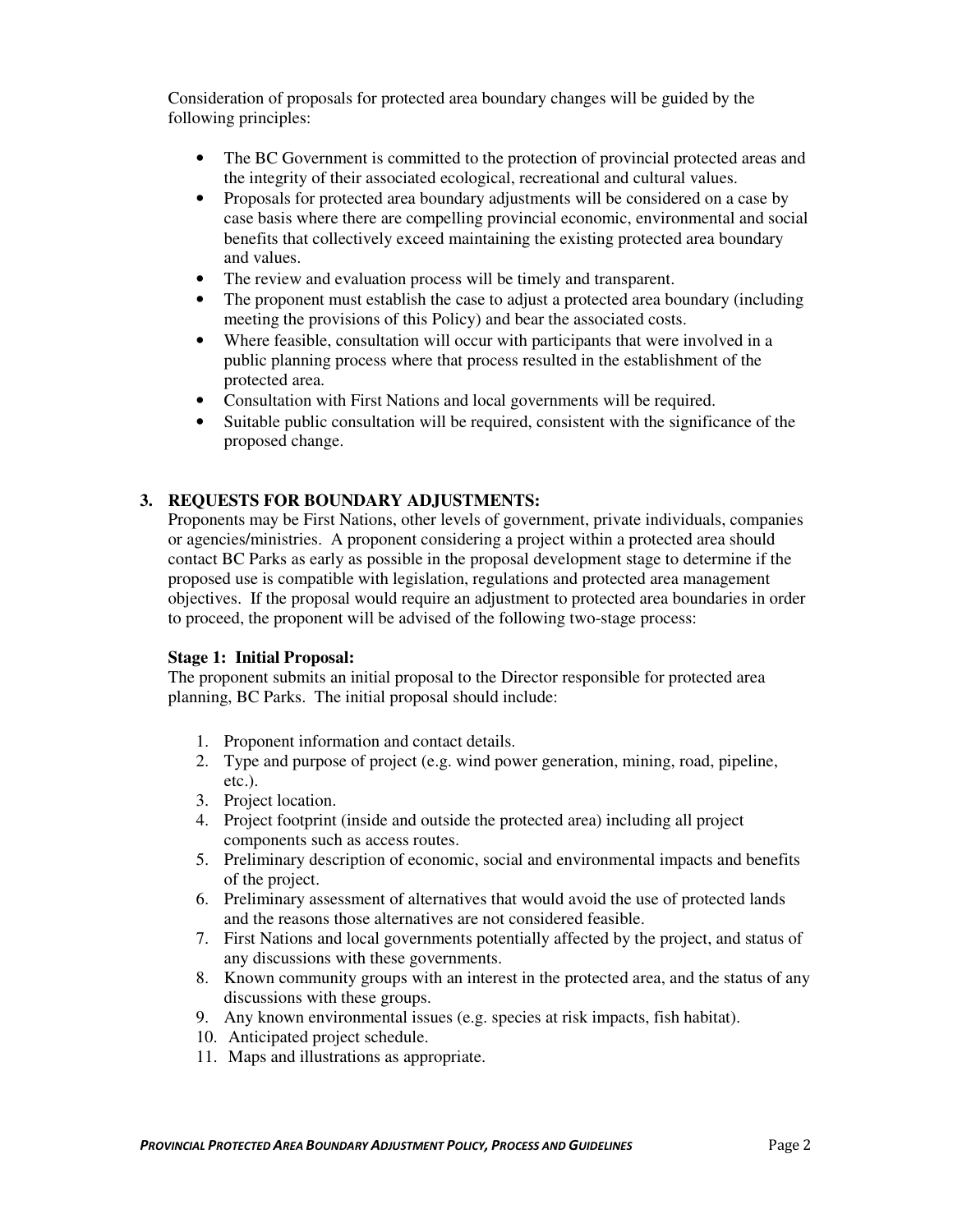Consideration of proposals for protected area boundary changes will be guided by the following principles:

- The BC Government is committed to the protection of provincial protected areas and the integrity of their associated ecological, recreational and cultural values.
- Proposals for protected area boundary adjustments will be considered on a case by case basis where there are compelling provincial economic, environmental and social benefits that collectively exceed maintaining the existing protected area boundary and values.
- The review and evaluation process will be timely and transparent.
- The proponent must establish the case to adjust a protected area boundary (including meeting the provisions of this Policy) and bear the associated costs.
- Where feasible, consultation will occur with participants that were involved in a public planning process where that process resulted in the establishment of the protected area.
- Consultation with First Nations and local governments will be required.
- Suitable public consultation will be required, consistent with the significance of the proposed change.

## 3. REQUESTS FOR BOUNDARY ADJUSTMENTS:

Proponents may be First Nations, other levels of government, private individuals, companies or agencies/ministries. A proponent considering a project within a protected area should contact BC Parks as early as possible in the proposal development stage to determine if the proposed use is compatible with legislation, regulations and protected area management objectives. If the proposal would require an adjustment to protected area boundaries in order to proceed, the proponent will be advised of the following two-stage process:

### Stage 1: Initial Proposal:

The proponent submits an initial proposal to the Director responsible for protected area planning, BC Parks. The initial proposal should include:

1. Proponent information and contact details.
2. Type and purpose of project (e.g. wind power generation, mining, road, pipeline, etc.).
3. Project location.
4. Project footprint (inside and outside the protected area) including all project components such as access routes.
5. Preliminary description of economic, social and environmental impacts and benefits of the project.
6. Preliminary assessment of alternatives that would avoid the use of protected lands and the reasons those alternatives are not considered feasible.
7. First Nations and local governments potentially affected by the project, and status of any discussions with these governments.
8. Known community groups with an interest in the protected area, and the status of any discussions with these groups.
9. Any known environmental issues (e.g. species at risk impacts, fish habitat).
10. Anticipated project schedule.
11. Maps and illustrations as appropriate.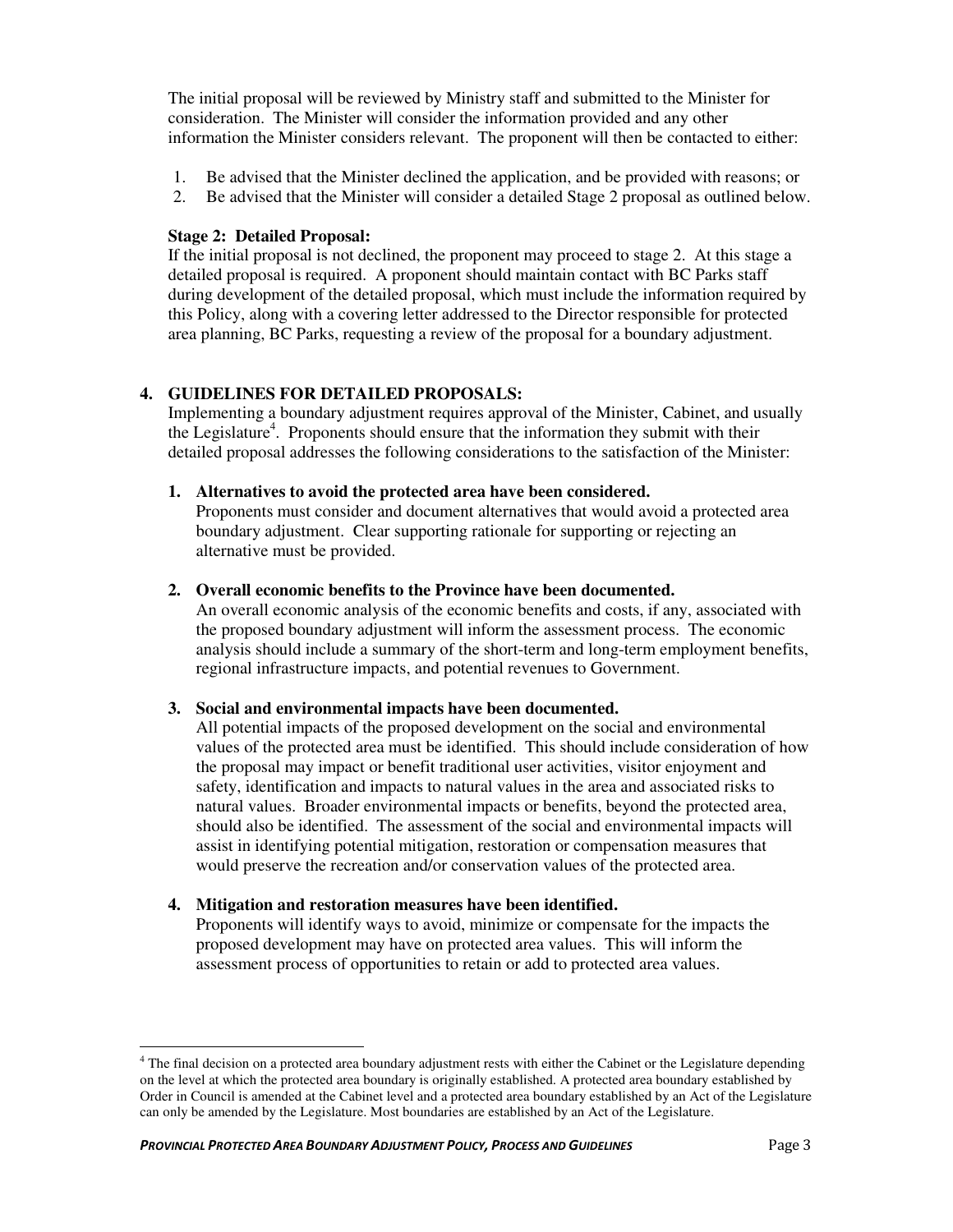The initial proposal will be reviewed by Ministry staff and submitted to the Minister for consideration. The Minister will consider the information provided and any other information the Minister considers relevant. The proponent will then be contacted to either:

1. Be advised that the Minister declined the application, and be provided with reasons; or
2. Be advised that the Minister will consider a detailed Stage 2 proposal as outlined below.

**Stage 2: Detailed Proposal:**
If the initial proposal is not declined, the proponent may proceed to stage 2. At this stage a detailed proposal is required. A proponent should maintain contact with BC Parks staff during development of the detailed proposal, which must include the information required by this Policy, along with a covering letter addressed to the Director responsible for protected area planning, BC Parks, requesting a review of the proposal for a boundary adjustment.

## 4. GUIDELINES FOR DETAILED PROPOSALS:

Implementing a boundary adjustment requires approval of the Minister, Cabinet, and usually the Legislature[4]. Proponents should ensure that the information they submit with their detailed proposal addresses the following considerations to the satisfaction of the Minister:

1. **Alternatives to avoid the protected area have been considered.**
   Proponents must consider and document alternatives that would avoid a protected area boundary adjustment. Clear supporting rationale for supporting or rejecting an alternative must be provided.

2. **Overall economic benefits to the Province have been documented.**
   An overall economic analysis of the economic benefits and costs, if any, associated with the proposed boundary adjustment will inform the assessment process. The economic analysis should include a summary of the short-term and long-term employment benefits, regional infrastructure impacts, and potential revenues to Government.

3. **Social and environmental impacts have been documented.**
   All potential impacts of the proposed development on the social and environmental values of the protected area must be identified. This should include consideration of how the proposal may impact or benefit traditional user activities, visitor enjoyment and safety, identification and impacts to natural values in the area and associated risks to natural values. Broader environmental impacts or benefits, beyond the protected area, should also be identified. The assessment of the social and environmental impacts will assist in identifying potential mitigation, restoration or compensation measures that would preserve the recreation and/or conservation values of the protected area.

4. **Mitigation and restoration measures have been identified.**
   Proponents will identify ways to avoid, minimize or compensate for the impacts the proposed development may have on protected area values. This will inform the assessment process of opportunities to retain or add to protected area values.

---

[4] The final decision on a protected area boundary adjustment rests with either the Cabinet or the Legislature depending on the level at which the protected area boundary is originally established. A protected area boundary established by Order in Council is amended at the Cabinet level and a protected area boundary established by an Act of the Legislature can only be amended by the Legislature. Most boundaries are established by an Act of the Legislature.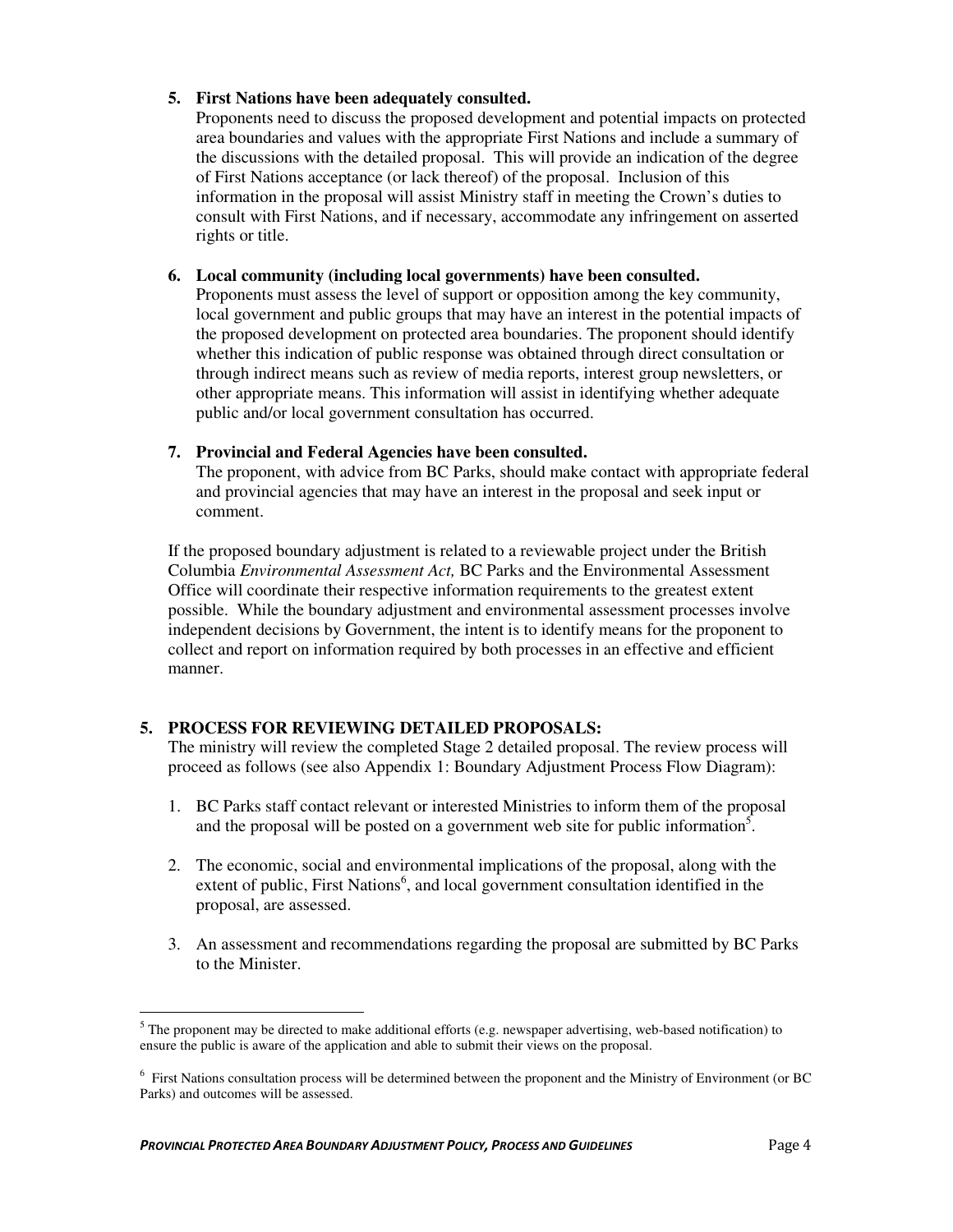5. **First Nations have been adequately consulted.**
   Proponents need to discuss the proposed development and potential impacts on protected area boundaries and values with the appropriate First Nations and include a summary of the discussions with the detailed proposal. This will provide an indication of the degree of First Nations acceptance (or lack thereof) of the proposal. Inclusion of this information in the proposal will assist Ministry staff in meeting the Crown's duties to consult with First Nations, and if necessary, accommodate any infringement on asserted rights or title.

6. **Local community (including local governments) have been consulted.**
   Proponents must assess the level of support or opposition among the key community, local government and public groups that may have an interest in the potential impacts of the proposed development on protected area boundaries. The proponent should identify whether this indication of public response was obtained through direct consultation or through indirect means such as review of media reports, interest group newsletters, or other appropriate means. This information will assist in identifying whether adequate public and/or local government consultation has occurred.

7. **Provincial and Federal Agencies have been consulted.**
   The proponent, with advice from BC Parks, should make contact with appropriate federal and provincial agencies that may have an interest in the proposal and seek input or comment.

If the proposed boundary adjustment is related to a reviewable project under the British Columbia *Environmental Assessment Act,* BC Parks and the Environmental Assessment Office will coordinate their respective information requirements to the greatest extent possible. While the boundary adjustment and environmental assessment processes involve independent decisions by Government, the intent is to identify means for the proponent to collect and report on information required by both processes in an effective and efficient manner.

## 5. PROCESS FOR REVIEWING DETAILED PROPOSALS:

The ministry will review the completed Stage 2 detailed proposal. The review process will proceed as follows (see also Appendix 1: Boundary Adjustment Process Flow Diagram):

1. BC Parks staff contact relevant or interested Ministries to inform them of the proposal and the proposal will be posted on a government web site for public information[5].

2. The economic, social and environmental implications of the proposal, along with the extent of public, First Nations[6], and local government consultation identified in the proposal, are assessed.

3. An assessment and recommendations regarding the proposal are submitted by BC Parks to the Minister.

---

[5] The proponent may be directed to make additional efforts (e.g. newspaper advertising, web-based notification) to ensure the public is aware of the application and able to submit their views on the proposal.

[6] First Nations consultation process will be determined between the proponent and the Ministry of Environment (or BC Parks) and outcomes will be assessed.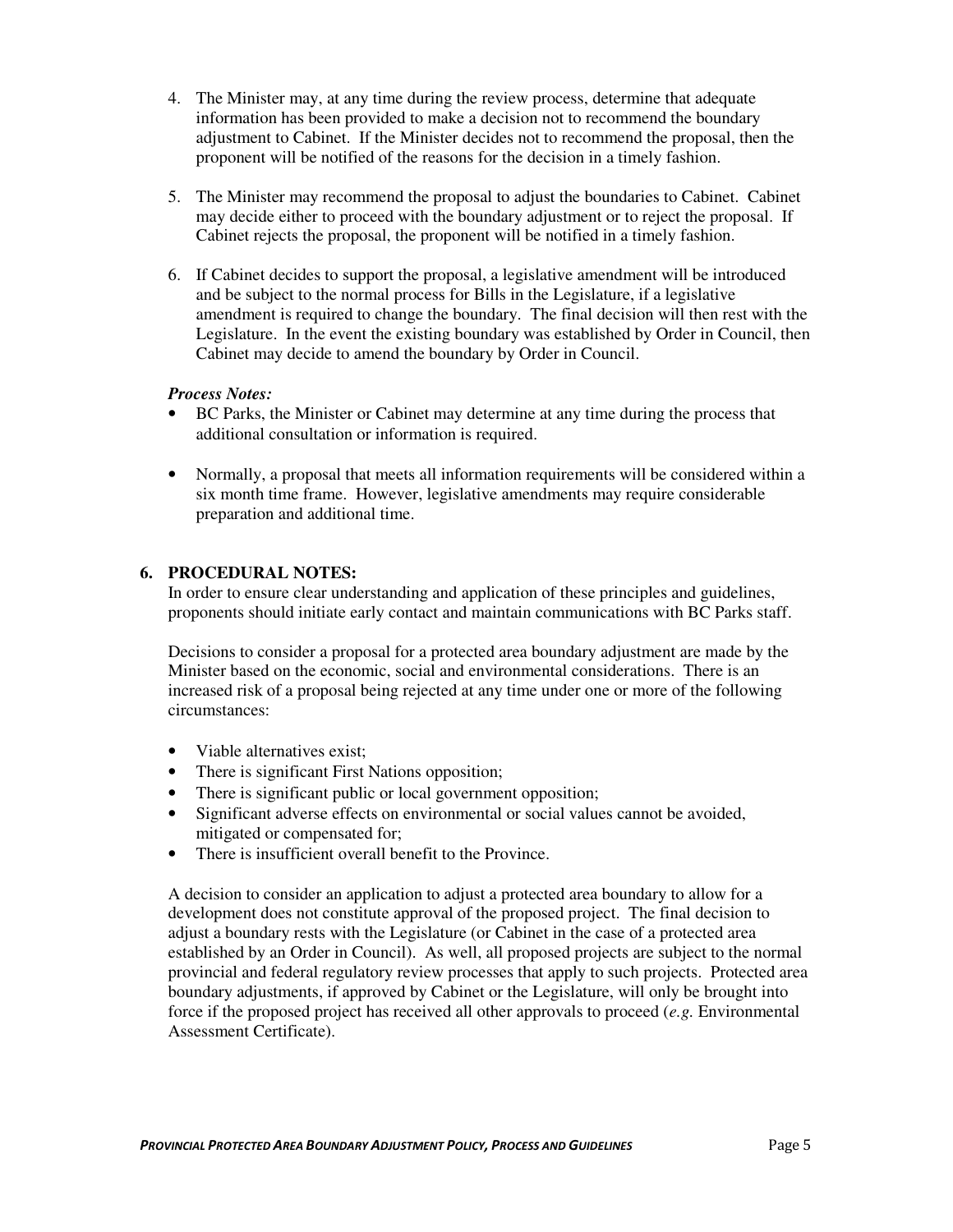4. The Minister may, at any time during the review process, determine that adequate information has been provided to make a decision not to recommend the boundary adjustment to Cabinet. If the Minister decides not to recommend the proposal, then the proponent will be notified of the reasons for the decision in a timely fashion.

5. The Minister may recommend the proposal to adjust the boundaries to Cabinet. Cabinet may decide either to proceed with the boundary adjustment or to reject the proposal. If Cabinet rejects the proposal, the proponent will be notified in a timely fashion.

6. If Cabinet decides to support the proposal, a legislative amendment will be introduced and be subject to the normal process for Bills in the Legislature, if a legislative amendment is required to change the boundary. The final decision will then rest with the Legislature. In the event the existing boundary was established by Order in Council, then Cabinet may decide to amend the boundary by Order in Council.

***Process Notes:***

- BC Parks, the Minister or Cabinet may determine at any time during the process that additional consultation or information is required.

- Normally, a proposal that meets all information requirements will be considered within a six month time frame. However, legislative amendments may require considerable preparation and additional time.

## 6. PROCEDURAL NOTES:

In order to ensure clear understanding and application of these principles and guidelines, proponents should initiate early contact and maintain communications with BC Parks staff.

Decisions to consider a proposal for a protected area boundary adjustment are made by the Minister based on the economic, social and environmental considerations. There is an increased risk of a proposal being rejected at any time under one or more of the following circumstances:

- Viable alternatives exist;
- There is significant First Nations opposition;
- There is significant public or local government opposition;
- Significant adverse effects on environmental or social values cannot be avoided, mitigated or compensated for;
- There is insufficient overall benefit to the Province.

A decision to consider an application to adjust a protected area boundary to allow for a development does not constitute approval of the proposed project. The final decision to adjust a boundary rests with the Legislature (or Cabinet in the case of a protected area established by an Order in Council). As well, all proposed projects are subject to the normal provincial and federal regulatory review processes that apply to such projects. Protected area boundary adjustments, if approved by Cabinet or the Legislature, will only be brought into force if the proposed project has received all other approvals to proceed (*e.g.* Environmental Assessment Certificate).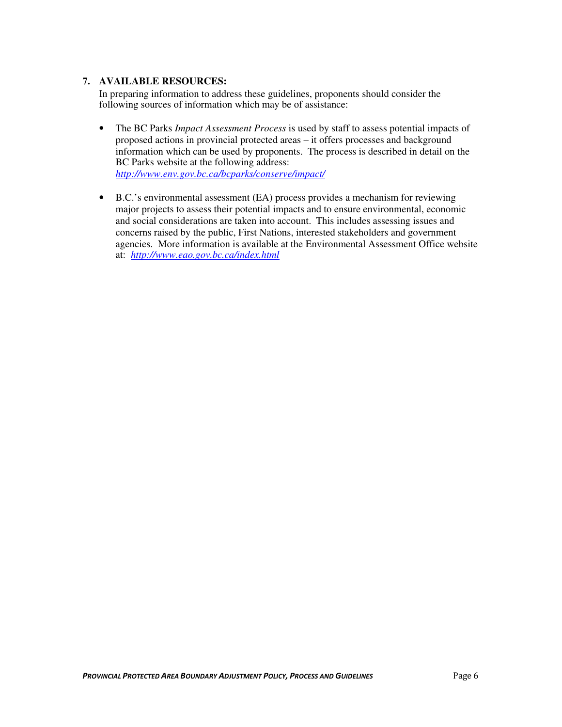## 7. AVAILABLE RESOURCES:

In preparing information to address these guidelines, proponents should consider the following sources of information which may be of assistance:

- The BC Parks *Impact Assessment Process* is used by staff to assess potential impacts of proposed actions in provincial protected areas – it offers processes and background information which can be used by proponents. The process is described in detail on the BC Parks website at the following address: *http://www.env.gov.bc.ca/bcparks/conserve/impact/*

- B.C.'s environmental assessment (EA) process provides a mechanism for reviewing major projects to assess their potential impacts and to ensure environmental, economic and social considerations are taken into account. This includes assessing issues and concerns raised by the public, First Nations, interested stakeholders and government agencies. More information is available at the Environmental Assessment Office website at: *http://www.eao.gov.bc.ca/index.html*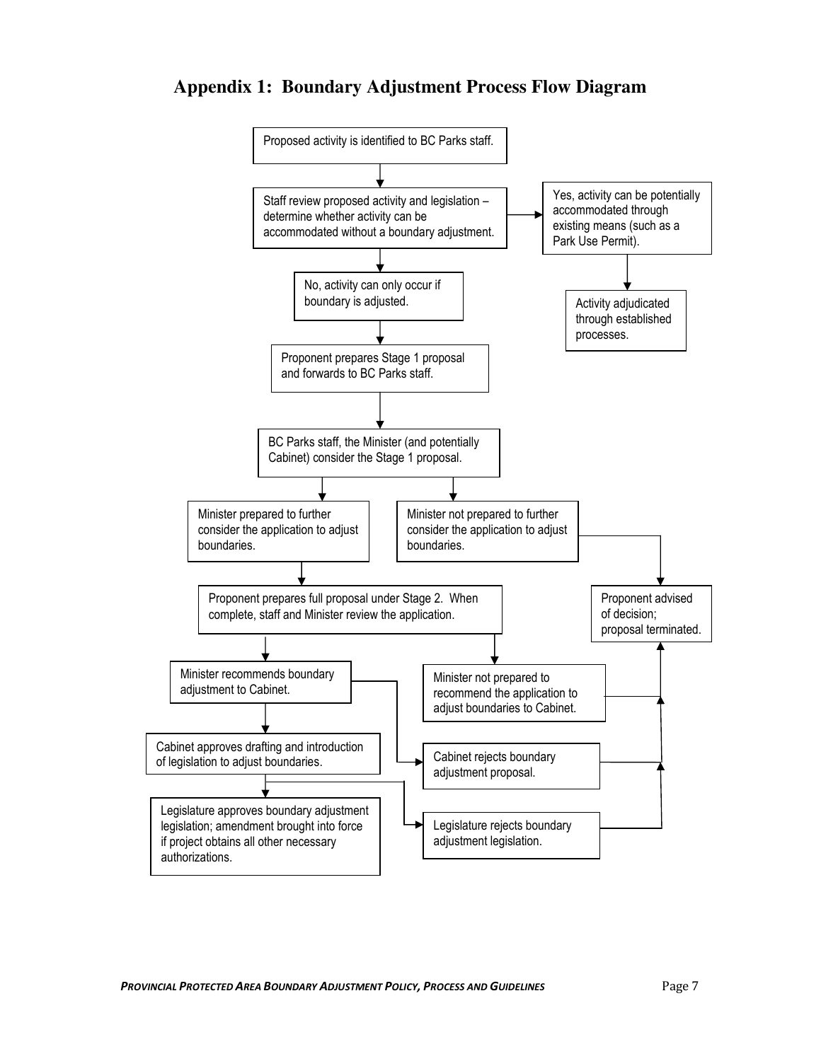# Appendix 1: Boundary Adjustment Process Flow Diagram

Proposed activity is identified to BC Parks staff.

Staff review proposed activity and legislation – determine whether activity can be accommodated without a boundary adjustment.

Yes, activity can be potentially accommodated through existing means (such as a Park Use Permit).

Activity adjudicated through established processes.

No, activity can only occur if boundary is adjusted.

Proponent prepares Stage 1 proposal and forwards to BC Parks staff.

BC Parks staff, the Minister (and potentially Cabinet) consider the Stage 1 proposal.

Minister prepared to further consider the application to adjust boundaries.

Minister not prepared to further consider the application to adjust boundaries.

Proponent prepares full proposal under Stage 2. When complete, staff and Minister review the application.

Proponent advised of decision; proposal terminated.

Minister recommends boundary adjustment to Cabinet.

Minister not prepared to recommend the application to adjust boundaries to Cabinet.

Cabinet approves drafting and introduction of legislation to adjust boundaries.

Cabinet rejects boundary adjustment proposal.

Legislature approves boundary adjustment legislation; amendment brought into force if project obtains all other necessary authorizations.

Legislature rejects boundary adjustment legislation.